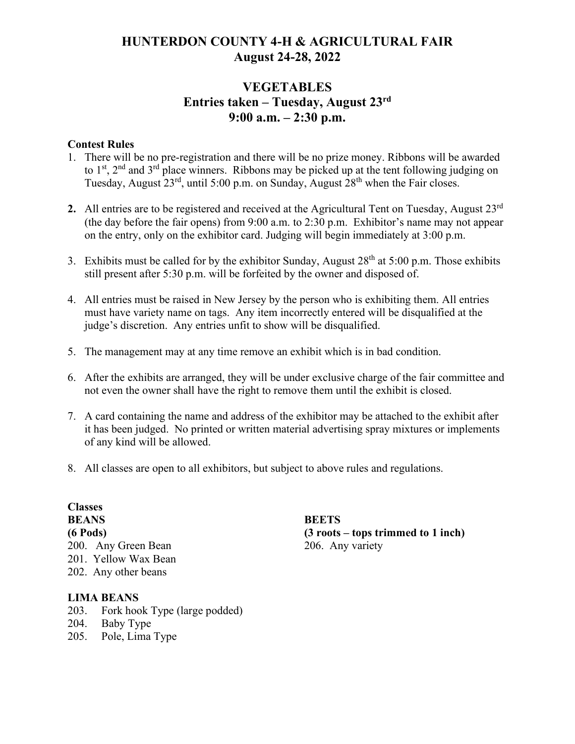# HUNTERDON COUNTY 4-H & AGRICULTURAL FAIR
## August 24-28, 2022

## VEGETABLES
### Entries taken – Tuesday, August 23rd
### 9:00 a.m. – 2:30 p.m.

**Contest Rules**

1. There will be no pre-registration and there will be no prize money. Ribbons will be awarded to 1st, 2nd and 3rd place winners. Ribbons may be picked up at the tent following judging on Tuesday, August 23rd, until 5:00 p.m. on Sunday, August 28th when the Fair closes.

2. All entries are to be registered and received at the Agricultural Tent on Tuesday, August 23rd (the day before the fair opens) from 9:00 a.m. to 2:30 p.m. Exhibitor's name may not appear on the entry, only on the exhibitor card. Judging will begin immediately at 3:00 p.m.

3. Exhibits must be called for by the exhibitor Sunday, August 28th at 5:00 p.m. Those exhibits still present after 5:30 p.m. will be forfeited by the owner and disposed of.

4. All entries must be raised in New Jersey by the person who is exhibiting them. All entries must have variety name on tags. Any item incorrectly entered will be disqualified at the judge's discretion. Any entries unfit to show will be disqualified.

5. The management may at any time remove an exhibit which is in bad condition.

6. After the exhibits are arranged, they will be under exclusive charge of the fair committee and not even the owner shall have the right to remove them until the exhibit is closed.

7. A card containing the name and address of the exhibitor may be attached to the exhibit after it has been judged. No printed or written material advertising spray mixtures or implements of any kind will be allowed.

8. All classes are open to all exhibitors, but subject to above rules and regulations.

**Classes**

**BEANS**
**(6 Pods)**

200. Any Green Bean
201. Yellow Wax Bean
202. Any other beans

**LIMA BEANS**

203. Fork hook Type (large podded)
204. Baby Type
205. Pole, Lima Type

**BEETS**
**(3 roots – tops trimmed to 1 inch)**

206. Any variety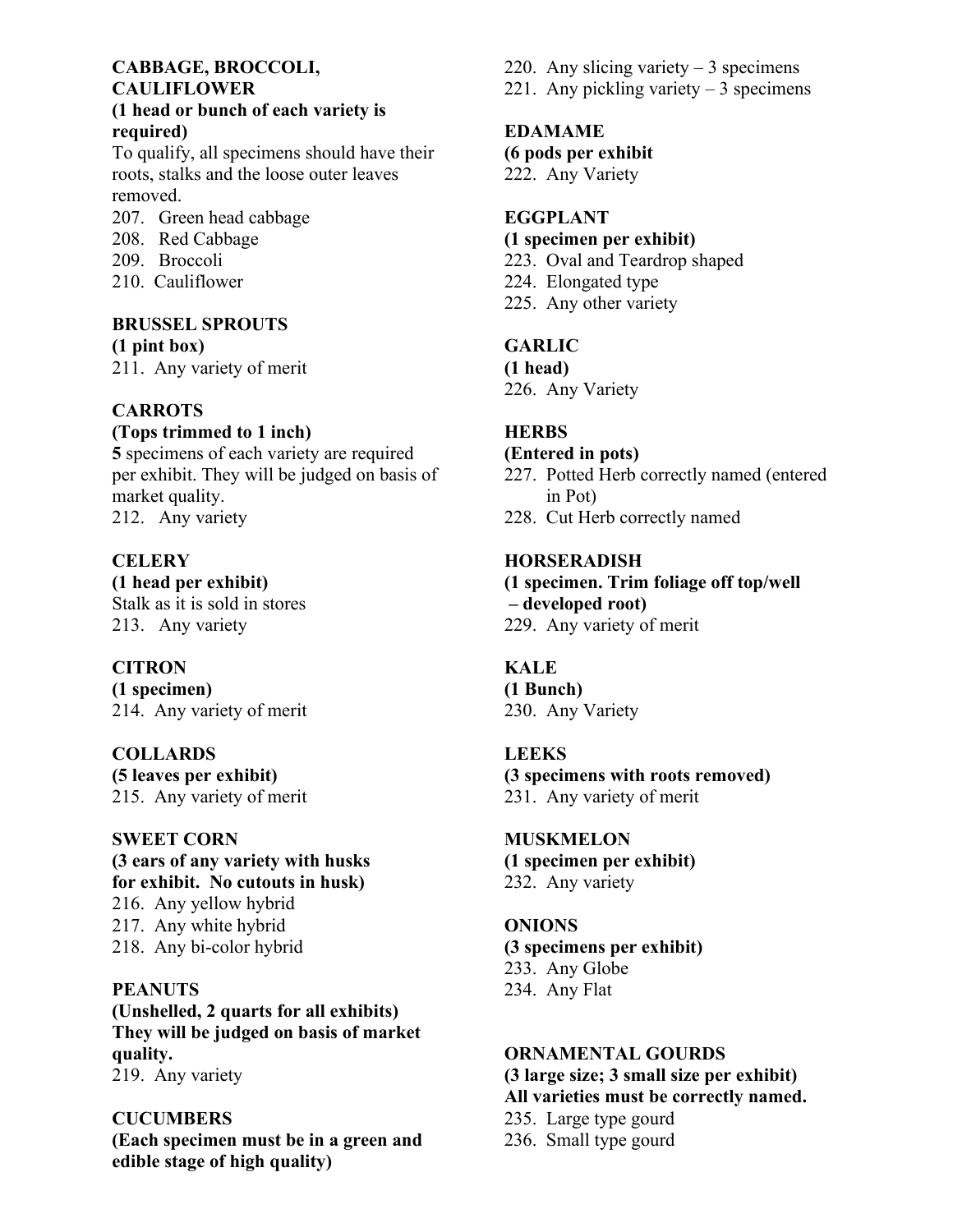**CABBAGE, BROCCOLI, CAULIFLOWER**
**(1 head or bunch of each variety is required)**
To qualify, all specimens should have their roots, stalks and the loose outer leaves removed.

207. Green head cabbage
208. Red Cabbage
209. Broccoli
210. Cauliflower

**BRUSSEL SPROUTS**
**(1 pint box)**

211. Any variety of merit

**CARROTS**
**(Tops trimmed to 1 inch)**
**5** specimens of each variety are required per exhibit. They will be judged on basis of market quality.

212. Any variety

**CELERY**
**(1 head per exhibit)**
Stalk as it is sold in stores

213. Any variety

**CITRON**
**(1 specimen)**

214. Any variety of merit

**COLLARDS**
**(5 leaves per exhibit)**

215. Any variety of merit

**SWEET CORN**
**(3 ears of any variety with husks for exhibit. No cutouts in husk)**

216. Any yellow hybrid
217. Any white hybrid
218. Any bi-color hybrid

**PEANUTS**
**(Unshelled, 2 quarts for all exhibits) They will be judged on basis of market quality.**

219. Any variety

**CUCUMBERS**
**(Each specimen must be in a green and edible stage of high quality)**

220. Any slicing variety – 3 specimens
221. Any pickling variety – 3 specimens

**EDAMAME**
**(6 pods per exhibit**

222. Any Variety

**EGGPLANT**
**(1 specimen per exhibit)**

223. Oval and Teardrop shaped
224. Elongated type
225. Any other variety

**GARLIC**
**(1 head)**

226. Any Variety

**HERBS**
**(Entered in pots)**

227. Potted Herb correctly named (entered in Pot)
228. Cut Herb correctly named

**HORSERADISH**
**(1 specimen. Trim foliage off top/well – developed root)**

229. Any variety of merit

**KALE**
**(1 Bunch)**

230. Any Variety

**LEEKS**
**(3 specimens with roots removed)**

231. Any variety of merit

**MUSKMELON**
**(1 specimen per exhibit)**

232. Any variety

**ONIONS**
**(3 specimens per exhibit)**

233. Any Globe
234. Any Flat

**ORNAMENTAL GOURDS**
**(3 large size; 3 small size per exhibit)**
**All varieties must be correctly named.**

235. Large type gourd
236. Small type gourd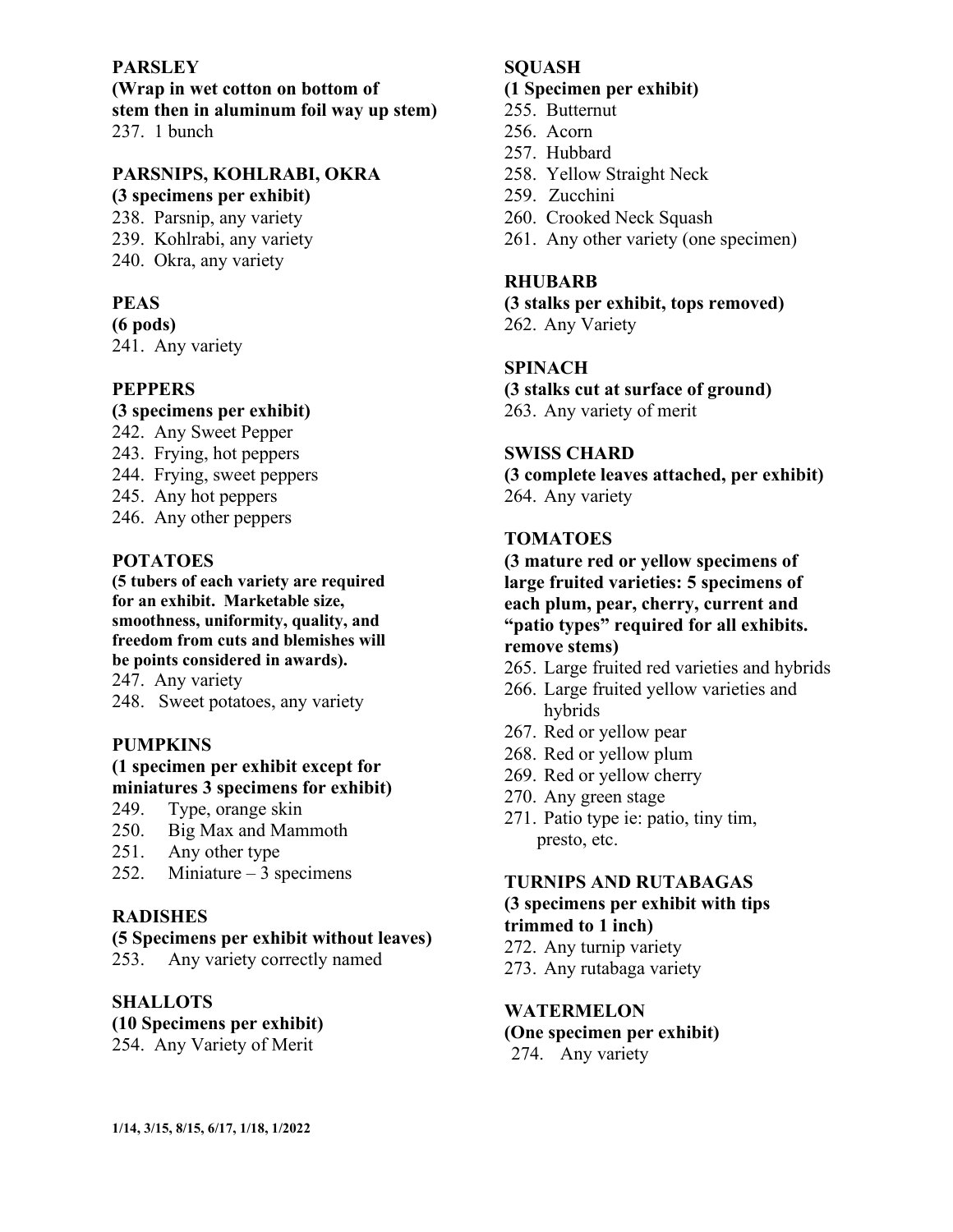**PARSLEY**

**(Wrap in wet cotton on bottom of stem then in aluminum foil way up stem)**

237. 1 bunch

**PARSNIPS, KOHLRABI, OKRA**

**(3 specimens per exhibit)**

238. Parsnip, any variety
239. Kohlrabi, any variety
240. Okra, any variety

**PEAS**

**(6 pods)**

241. Any variety

**PEPPERS**

**(3 specimens per exhibit)**

242. Any Sweet Pepper
243. Frying, hot peppers
244. Frying, sweet peppers
245. Any hot peppers
246. Any other peppers

**POTATOES**

**(5 tubers of each variety are required for an exhibit. Marketable size, smoothness, uniformity, quality, and freedom from cuts and blemishes will be points considered in awards).**

247. Any variety
248. Sweet potatoes, any variety

**PUMPKINS**

**(1 specimen per exhibit except for miniatures 3 specimens for exhibit)**

249. Type, orange skin
250. Big Max and Mammoth
251. Any other type
252. Miniature – 3 specimens

**RADISHES**

**(5 Specimens per exhibit without leaves)**

253. Any variety correctly named

**SHALLOTS**

**(10 Specimens per exhibit)**

254. Any Variety of Merit

**SQUASH**

**(1 Specimen per exhibit)**

255. Butternut
256. Acorn
257. Hubbard
258. Yellow Straight Neck
259. Zucchini
260. Crooked Neck Squash
261. Any other variety (one specimen)

**RHUBARB**

**(3 stalks per exhibit, tops removed)**

262. Any Variety

**SPINACH**

**(3 stalks cut at surface of ground)**

263. Any variety of merit

**SWISS CHARD**

**(3 complete leaves attached, per exhibit)**

264. Any variety

**TOMATOES**

**(3 mature red or yellow specimens of large fruited varieties: 5 specimens of each plum, pear, cherry, current and "patio types" required for all exhibits. remove stems)**

265. Large fruited red varieties and hybrids
266. Large fruited yellow varieties and hybrids
267. Red or yellow pear
268. Red or yellow plum
269. Red or yellow cherry
270. Any green stage
271. Patio type ie: patio, tiny tim, presto, etc.

**TURNIPS AND RUTABAGAS**

**(3 specimens per exhibit with tips trimmed to 1 inch)**

272. Any turnip variety
273. Any rutabaga variety

**WATERMELON**

**(One specimen per exhibit)**

274. Any variety

**1/14, 3/15, 8/15, 6/17, 1/18, 1/2022**